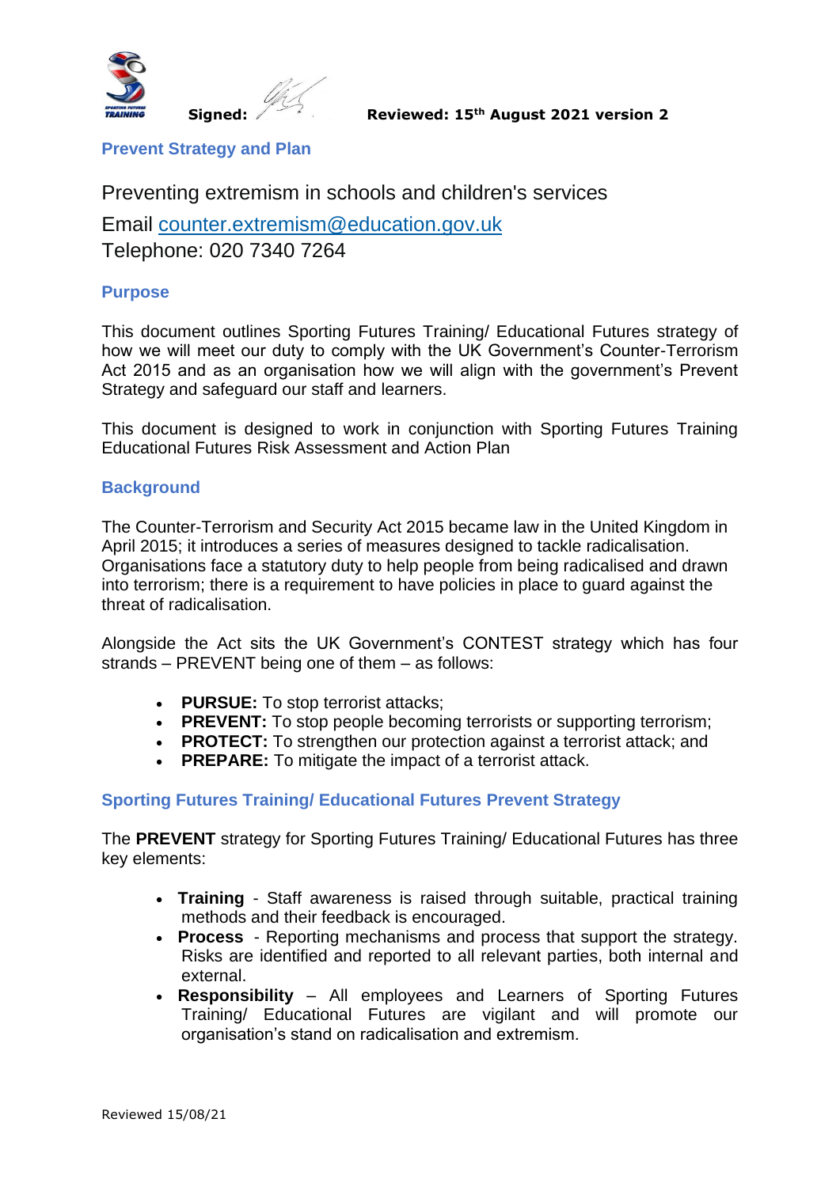**Signed:** **Reviewed: 15th August 2021 version 2**

## Prevent Strategy and Plan

Preventing extremism in schools and children's services

Email counter.extremism@education.gov.uk
Telephone: 020 7340 7264

### Purpose

This document outlines Sporting Futures Training/ Educational Futures strategy of how we will meet our duty to comply with the UK Government's Counter-Terrorism Act 2015 and as an organisation how we will align with the government's Prevent Strategy and safeguard our staff and learners.

This document is designed to work in conjunction with Sporting Futures Training Educational Futures Risk Assessment and Action Plan

### Background

The Counter-Terrorism and Security Act 2015 became law in the United Kingdom in April 2015; it introduces a series of measures designed to tackle radicalisation. Organisations face a statutory duty to help people from being radicalised and drawn into terrorism; there is a requirement to have policies in place to guard against the threat of radicalisation.

Alongside the Act sits the UK Government's CONTEST strategy which has four strands – PREVENT being one of them – as follows:

- **PURSUE:** To stop terrorist attacks;
- **PREVENT:** To stop people becoming terrorists or supporting terrorism;
- **PROTECT:** To strengthen our protection against a terrorist attack; and
- **PREPARE:** To mitigate the impact of a terrorist attack.

### Sporting Futures Training/ Educational Futures Prevent Strategy

The **PREVENT** strategy for Sporting Futures Training/ Educational Futures has three key elements:

- **Training** - Staff awareness is raised through suitable, practical training methods and their feedback is encouraged.
- **Process** - Reporting mechanisms and process that support the strategy. Risks are identified and reported to all relevant parties, both internal and external.
- **Responsibility** – All employees and Learners of Sporting Futures Training/ Educational Futures are vigilant and will promote our organisation's stand on radicalisation and extremism.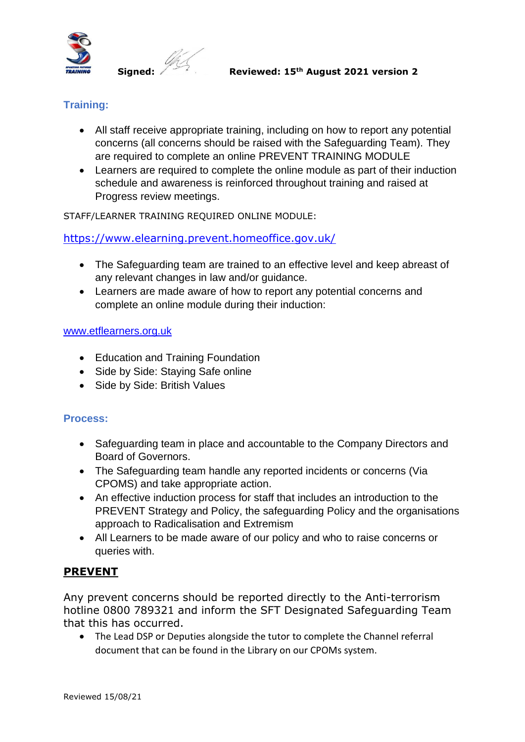## Training:

- All staff receive appropriate training, including on how to report any potential concerns (all concerns should be raised with the Safeguarding Team). They are required to complete an online PREVENT TRAINING MODULE
- Learners are required to complete the online module as part of their induction schedule and awareness is reinforced throughout training and raised at Progress review meetings.

STAFF/LEARNER TRAINING REQUIRED ONLINE MODULE:

https://www.elearning.prevent.homeoffice.gov.uk/

- The Safeguarding team are trained to an effective level and keep abreast of any relevant changes in law and/or guidance.
- Learners are made aware of how to report any potential concerns and complete an online module during their induction:

www.etflearners.org.uk

- Education and Training Foundation
- Side by Side: Staying Safe online
- Side by Side: British Values

## Process:

- Safeguarding team in place and accountable to the Company Directors and Board of Governors.
- The Safeguarding team handle any reported incidents or concerns (Via CPOMS) and take appropriate action.
- An effective induction process for staff that includes an introduction to the PREVENT Strategy and Policy, the safeguarding Policy and the organisations approach to Radicalisation and Extremism
- All Learners to be made aware of our policy and who to raise concerns or queries with.

## PREVENT

Any prevent concerns should be reported directly to the Anti-terrorism hotline 0800 789321 and inform the SFT Designated Safeguarding Team that this has occurred.

- The Lead DSP or Deputies alongside the tutor to complete the Channel referral document that can be found in the Library on our CPOMs system.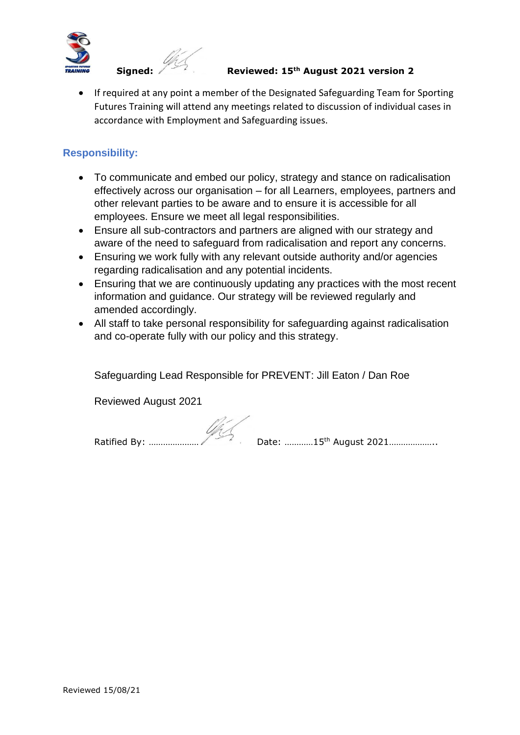- If required at any point a member of the Designated Safeguarding Team for Sporting Futures Training will attend any meetings related to discussion of individual cases in accordance with Employment and Safeguarding issues.

## Responsibility:

- To communicate and embed our policy, strategy and stance on radicalisation effectively across our organisation – for all Learners, employees, partners and other relevant parties to be aware and to ensure it is accessible for all employees. Ensure we meet all legal responsibilities.
- Ensure all sub-contractors and partners are aligned with our strategy and aware of the need to safeguard from radicalisation and report any concerns.
- Ensuring we work fully with any relevant outside authority and/or agencies regarding radicalisation and any potential incidents.
- Ensuring that we are continuously updating any practices with the most recent information and guidance. Our strategy will be reviewed regularly and amended accordingly.
- All staff to take personal responsibility for safeguarding against radicalisation and co-operate fully with our policy and this strategy.

Safeguarding Lead Responsible for PREVENT: Jill Eaton / Dan Roe

Reviewed August 2021

Ratified By: ………………… Date: …………15th August 2021………………..